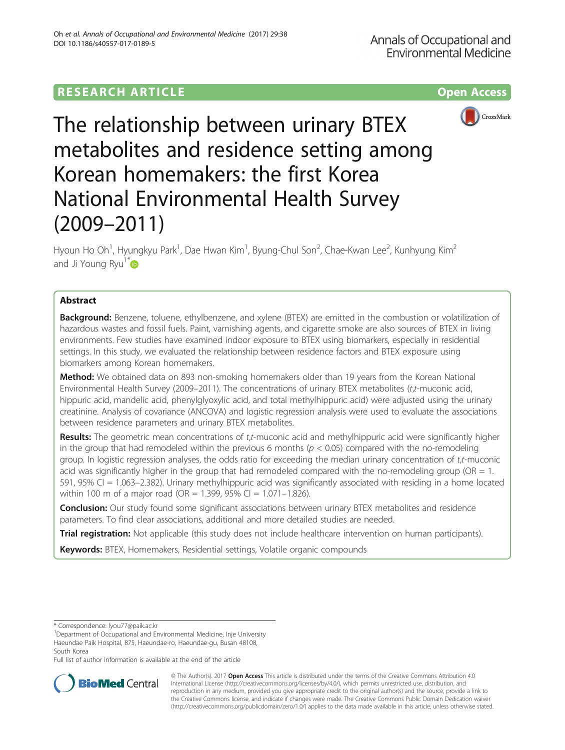RESEARCH ARTICLE

Open Access

# The relationship between urinary BTEX metabolites and residence setting among Korean homemakers: the first Korea National Environmental Health Survey (2009–2011)

Hyoun Ho Oh[1], Hyungkyu Park[1], Dae Hwan Kim[1], Byung-Chul Son[2], Chae-Kwan Lee[2], Kunhyung Kim[2] and Ji Young Ryu[1*]

## Abstract

**Background:** Benzene, toluene, ethylbenzene, and xylene (BTEX) are emitted in the combustion or volatilization of hazardous wastes and fossil fuels. Paint, varnishing agents, and cigarette smoke are also sources of BTEX in living environments. Few studies have examined indoor exposure to BTEX using biomarkers, especially in residential settings. In this study, we evaluated the relationship between residence factors and BTEX exposure using biomarkers among Korean homemakers.

**Method:** We obtained data on 893 non-smoking homemakers older than 19 years from the Korean National Environmental Health Survey (2009–2011). The concentrations of urinary BTEX metabolites (*t,t*-muconic acid, hippuric acid, mandelic acid, phenylglyoxylic acid, and total methylhippuric acid) were adjusted using the urinary creatinine. Analysis of covariance (ANCOVA) and logistic regression analysis were used to evaluate the associations between residence parameters and urinary BTEX metabolites.

**Results:** The geometric mean concentrations of *t,t*-muconic acid and methylhippuric acid were significantly higher in the group that had remodeled within the previous 6 months ($p < 0.05$) compared with the no-remodeling group. In logistic regression analyses, the odds ratio for exceeding the median urinary concentration of *t,t*-muconic acid was significantly higher in the group that had remodeled compared with the no-remodeling group (OR = 1.591, 95% CI = 1.063–2.382). Urinary methylhippuric acid was significantly associated with residing in a home located within 100 m of a major road (OR = 1.399, 95% CI = 1.071–1.826).

**Conclusion:** Our study found some significant associations between urinary BTEX metabolites and residence parameters. To find clear associations, additional and more detailed studies are needed.

**Trial registration:** Not applicable (this study does not include healthcare intervention on human participants).

**Keywords:** BTEX, Homemakers, Residential settings, Volatile organic compounds

\* Correspondence: lyou77@paik.ac.kr

[1]Department of Occupational and Environmental Medicine, Inje University Haeundae Paik Hospital, 875, Haeundae-ro, Haeundae-gu, Busan 48108, South Korea

Full list of author information is available at the end of the article

© The Author(s). 2017 **Open Access** This article is distributed under the terms of the Creative Commons Attribution 4.0 International License (http://creativecommons.org/licenses/by/4.0/), which permits unrestricted use, distribution, and reproduction in any medium, provided you give appropriate credit to the original author(s) and the source, provide a link to the Creative Commons license, and indicate if changes were made. The Creative Commons Public Domain Dedication waiver (http://creativecommons.org/publicdomain/zero/1.0/) applies to the data made available in this article, unless otherwise stated.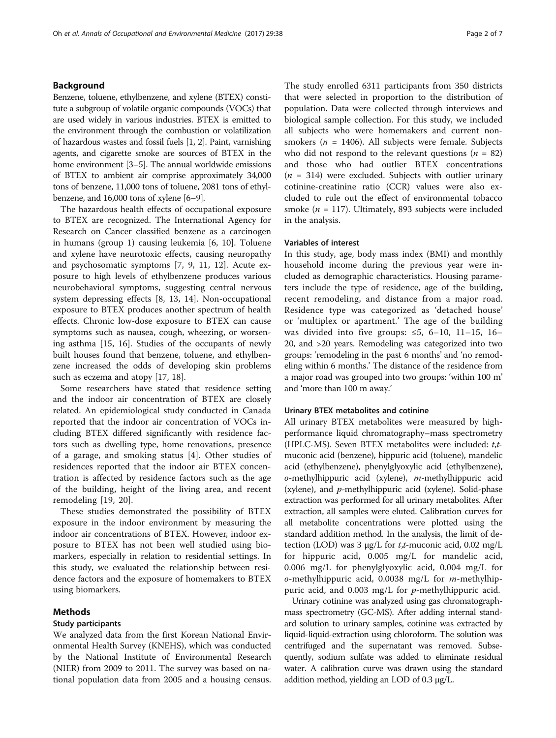## Background

Benzene, toluene, ethylbenzene, and xylene (BTEX) constitute a subgroup of volatile organic compounds (VOCs) that are used widely in various industries. BTEX is emitted to the environment through the combustion or volatilization of hazardous wastes and fossil fuels [1, 2]. Paint, varnishing agents, and cigarette smoke are sources of BTEX in the home environment [3–5]. The annual worldwide emissions of BTEX to ambient air comprise approximately 34,000 tons of benzene, 11,000 tons of toluene, 2081 tons of ethylbenzene, and 16,000 tons of xylene [6–9].

The hazardous health effects of occupational exposure to BTEX are recognized. The International Agency for Research on Cancer classified benzene as a carcinogen in humans (group 1) causing leukemia [6, 10]. Toluene and xylene have neurotoxic effects, causing neuropathy and psychosomatic symptoms [7, 9, 11, 12]. Acute exposure to high levels of ethylbenzene produces various neurobehavioral symptoms, suggesting central nervous system depressing effects [8, 13, 14]. Non-occupational exposure to BTEX produces another spectrum of health effects. Chronic low-dose exposure to BTEX can cause symptoms such as nausea, cough, wheezing, or worsening asthma [15, 16]. Studies of the occupants of newly built houses found that benzene, toluene, and ethylbenzene increased the odds of developing skin problems such as eczema and atopy [17, 18].

Some researchers have stated that residence setting and the indoor air concentration of BTEX are closely related. An epidemiological study conducted in Canada reported that the indoor air concentration of VOCs including BTEX differed significantly with residence factors such as dwelling type, home renovations, presence of a garage, and smoking status [4]. Other studies of residences reported that the indoor air BTEX concentration is affected by residence factors such as the age of the building, height of the living area, and recent remodeling [19, 20].

These studies demonstrated the possibility of BTEX exposure in the indoor environment by measuring the indoor air concentrations of BTEX. However, indoor exposure to BTEX has not been well studied using biomarkers, especially in relation to residential settings. In this study, we evaluated the relationship between residence factors and the exposure of homemakers to BTEX using biomarkers.

## Methods

### Study participants

We analyzed data from the first Korean National Environmental Health Survey (KNEHS), which was conducted by the National Institute of Environmental Research (NIER) from 2009 to 2011. The survey was based on national population data from 2005 and a housing census. The study enrolled 6311 participants from 350 districts that were selected in proportion to the distribution of population. Data were collected through interviews and biological sample collection. For this study, we included all subjects who were homemakers and current non-smokers ($n$ = 1406). All subjects were female. Subjects who did not respond to the relevant questions ($n$ = 82) and those who had outlier BTEX concentrations ($n$ = 314) were excluded. Subjects with outlier urinary cotinine-creatinine ratio (CCR) values were also excluded to rule out the effect of environmental tobacco smoke ($n$ = 117). Ultimately, 893 subjects were included in the analysis.

### Variables of interest

In this study, age, body mass index (BMI) and monthly household income during the previous year were included as demographic characteristics. Housing parameters include the type of residence, age of the building, recent remodeling, and distance from a major road. Residence type was categorized as 'detached house' or 'multiplex or apartment.' The age of the building was divided into five groups: ≤5, 6–10, 11–15, 16–20, and >20 years. Remodeling was categorized into two groups: 'remodeling in the past 6 months' and 'no remodeling within 6 months.' The distance of the residence from a major road was grouped into two groups: 'within 100 m' and 'more than 100 m away.'

### Urinary BTEX metabolites and cotinine

All urinary BTEX metabolites were measured by high-performance liquid chromatography–mass spectrometry (HPLC-MS). Seven BTEX metabolites were included: *t,t*-muconic acid (benzene), hippuric acid (toluene), mandelic acid (ethylbenzene), phenylglyoxylic acid (ethylbenzene), *o*-methylhippuric acid (xylene), *m*-methylhippuric acid (xylene), and *p*-methylhippuric acid (xylene). Solid-phase extraction was performed for all urinary metabolites. After extraction, all samples were eluted. Calibration curves for all metabolite concentrations were plotted using the standard addition method. In the analysis, the limit of detection (LOD) was 3 μg/L for *t,t*-muconic acid, 0.02 mg/L for hippuric acid, 0.005 mg/L for mandelic acid, 0.006 mg/L for phenylglyoxylic acid, 0.004 mg/L for *o*-methylhippuric acid, 0.0038 mg/L for *m*-methylhippuric acid, and 0.003 mg/L for *p*-methylhippuric acid.

Urinary cotinine was analyzed using gas chromatograph-mass spectrometry (GC-MS). After adding internal standard solution to urinary samples, cotinine was extracted by liquid-liquid-extraction using chloroform. The solution was centrifuged and the supernatant was removed. Subsequently, sodium sulfate was added to eliminate residual water. A calibration curve was drawn using the standard addition method, yielding an LOD of 0.3 μg/L.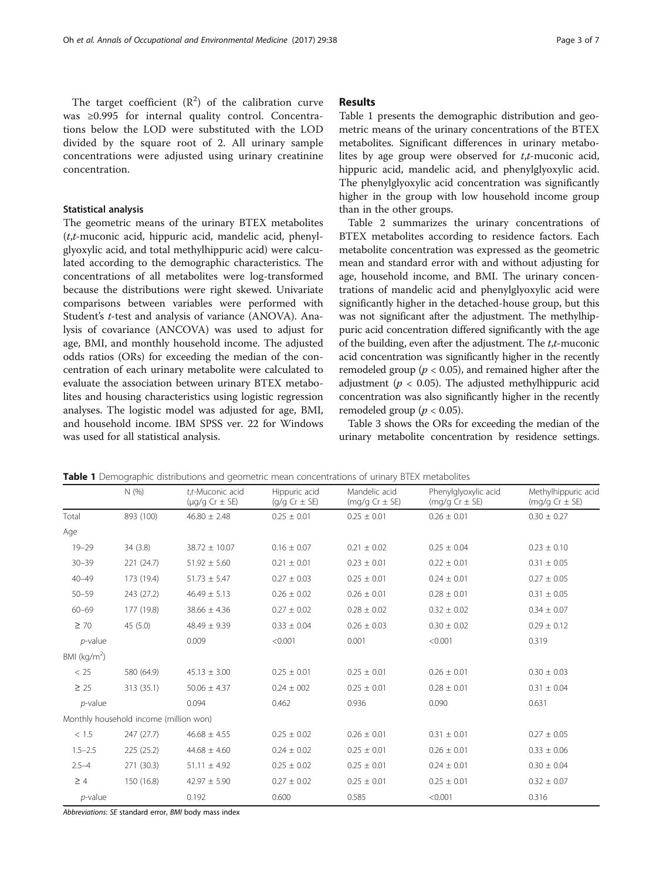The target coefficient ($R^2$) of the calibration curve was ≥0.995 for internal quality control. Concentrations below the LOD were substituted with the LOD divided by the square root of 2. All urinary sample concentrations were adjusted using urinary creatinine concentration.

### Statistical analysis

The geometric means of the urinary BTEX metabolites (*t,t*-muconic acid, hippuric acid, mandelic acid, phenylglyoxylic acid, and total methylhippuric acid) were calculated according to the demographic characteristics. The concentrations of all metabolites were log-transformed because the distributions were right skewed. Univariate comparisons between variables were performed with Student's *t*-test and analysis of variance (ANOVA). Analysis of covariance (ANCOVA) was used to adjust for age, BMI, and monthly household income. The adjusted odds ratios (ORs) for exceeding the median of the concentration of each urinary metabolite were calculated to evaluate the association between urinary BTEX metabolites and housing characteristics using logistic regression analyses. The logistic model was adjusted for age, BMI, and household income. IBM SPSS ver. 22 for Windows was used for all statistical analysis.

## Results

Table 1 presents the demographic distribution and geometric means of the urinary concentrations of the BTEX metabolites. Significant differences in urinary metabolites by age group were observed for *t,t*-muconic acid, hippuric acid, mandelic acid, and phenylglyoxylic acid. The phenylglyoxylic acid concentration was significantly higher in the group with low household income group than in the other groups.

Table 2 summarizes the urinary concentrations of BTEX metabolites according to residence factors. Each metabolite concentration was expressed as the geometric mean and standard error with and without adjusting for age, household income, and BMI. The urinary concentrations of mandelic acid and phenylglyoxylic acid were significantly higher in the detached-house group, but this was not significant after the adjustment. The methylhippuric acid concentration differed significantly with the age of the building, even after the adjustment. The *t,t*-muconic acid concentration was significantly higher in the recently remodeled group ($p < 0.05$), and remained higher after the adjustment ($p < 0.05$). The adjusted methylhippuric acid concentration was also significantly higher in the recently remodeled group ($p < 0.05$).

Table 3 shows the ORs for exceeding the median of the urinary metabolite concentration by residence settings.

**Table 1** Demographic distributions and geometric mean concentrations of urinary BTEX metabolites

| | N (%) | *t,t*-Muconic acid (μg/g Cr ± SE) | Hippuric acid (g/g Cr ± SE) | Mandelic acid (mg/g Cr ± SE) | Phenylglyoxylic acid (mg/g Cr ± SE) | Methylhippuric acid (mg/g Cr ± SE) |
|---|---|---|---|---|---|---|
| Total | 893 (100) | 46.80 ± 2.48 | 0.25 ± 0.01 | 0.25 ± 0.01 | 0.26 ± 0.01 | 0.30 ± 0.27 |
| Age | | | | | | |
| 19–29 | 34 (3.8) | 38.72 ± 10.07 | 0.16 ± 0.07 | 0.21 ± 0.02 | 0.25 ± 0.04 | 0.23 ± 0.10 |
| 30–39 | 221 (24.7) | 51.92 ± 5.60 | 0.21 ± 0.01 | 0.23 ± 0.01 | 0.22 ± 0.01 | 0.31 ± 0.05 |
| 40–49 | 173 (19.4) | 51.73 ± 5.47 | 0.27 ± 0.03 | 0.25 ± 0.01 | 0.24 ± 0.01 | 0.27 ± 0.05 |
| 50–59 | 243 (27.2) | 46.49 ± 5.13 | 0.26 ± 0.02 | 0.26 ± 0.01 | 0.28 ± 0.01 | 0.31 ± 0.05 |
| 60–69 | 177 (19.8) | 38.66 ± 4.36 | 0.27 ± 0.02 | 0.28 ± 0.02 | 0.32 ± 0.02 | 0.34 ± 0.07 |
| ≥ 70 | 45 (5.0) | 48.49 ± 9.39 | 0.33 ± 0.04 | 0.26 ± 0.03 | 0.30 ± 0.02 | 0.29 ± 0.12 |
| *p*-value | | 0.009 | <0.001 | 0.001 | <0.001 | 0.319 |
| BMI (kg/m$^2$) | | | | | | |
| < 25 | 580 (64.9) | 45.13 ± 3.00 | 0.25 ± 0.01 | 0.25 ± 0.01 | 0.26 ± 0.01 | 0.30 ± 0.03 |
| ≥ 25 | 313 (35.1) | 50.06 ± 4.37 | 0.24 ± 002 | 0.25 ± 0.01 | 0.28 ± 0.01 | 0.31 ± 0.04 |
| *p*-value | | 0.094 | 0.462 | 0.936 | 0.090 | 0.631 |
| Monthly household income (million won) | | | | | | |
| < 1.5 | 247 (27.7) | 46.68 ± 4.55 | 0.25 ± 0.02 | 0.26 ± 0.01 | 0.31 ± 0.01 | 0.27 ± 0.05 |
| 1.5–2.5 | 225 (25.2) | 44.68 ± 4.60 | 0.24 ± 0.02 | 0.25 ± 0.01 | 0.26 ± 0.01 | 0.33 ± 0.06 |
| 2.5–4 | 271 (30.3) | 51.11 ± 4.92 | 0.25 ± 0.02 | 0.25 ± 0.01 | 0.24 ± 0.01 | 0.30 ± 0.04 |
| ≥ 4 | 150 (16.8) | 42.97 ± 5.90 | 0.27 ± 0.02 | 0.25 ± 0.01 | 0.25 ± 0.01 | 0.32 ± 0.07 |
| *p*-value | | 0.192 | 0.600 | 0.585 | <0.001 | 0.316 |

*Abbreviations*: *SE* standard error, *BMI* body mass index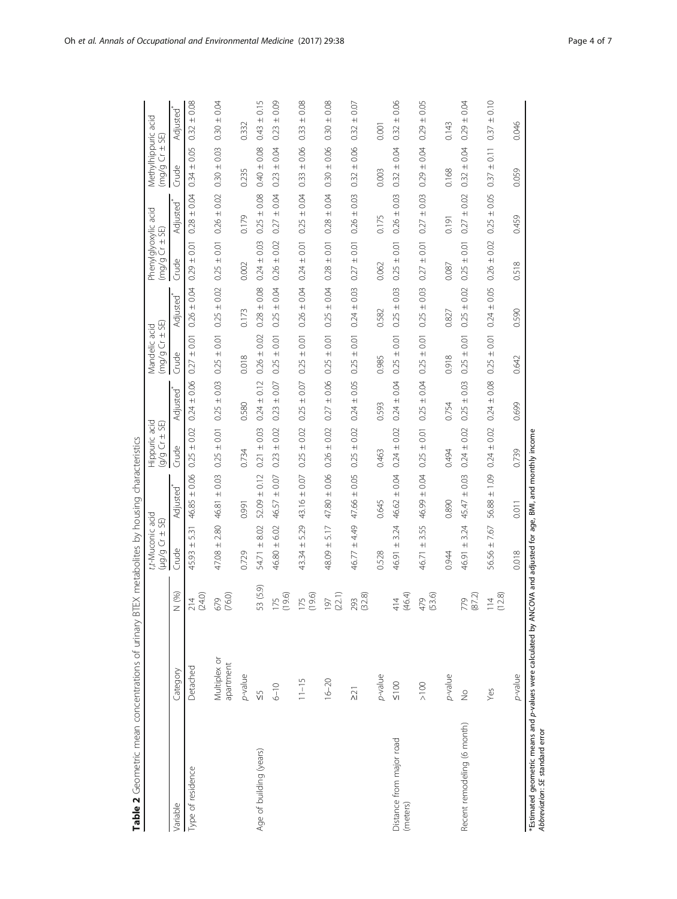**Table 2** Geometric mean concentrations of urinary BTEX metabolites by housing characteristics

| Variable | Category | N (%) | t,t-Muconic acid (μg/g Cr ± SE) | | Hippuric acid (g/g Cr ± SE) | | Mandelic acid (mg/g Cr ± SE) | | Phenylglyoxylic acid (mg/g Cr ± SE) | | Methylhippuric acid (mg/g Cr ± SE) | |
|---|---|---|---|---|---|---|---|---|---|---|---|---|
| | | | Crude | Adjusted* | Crude | Adjusted* | Crude | Adjusted* | Crude | Adjusted* | Crude | Adjusted* |
| Type of residence | Detached | 214 (24.0) | 45.93 ± 5.31 | 46.85 ± 0.06 | 0.25 ± 0.02 | 0.24 ± 0.06 | 0.27 ± 0.01 | 0.26 ± 0.04 | 0.29 ± 0.01 | 0.28 ± 0.04 | 0.34 ± 0.05 | 0.32 ± 0.08 |
| | Multiplex or apartment | 679 (76.0) | 47.08 ± 2.80 | 46.81 ± 0.03 | 0.25 ± 0.01 | 0.25 ± 0.03 | 0.25 ± 0.01 | 0.25 ± 0.02 | 0.25 ± 0.01 | 0.26 ± 0.02 | 0.30 ± 0.03 | 0.30 ± 0.04 |
| | p-value | | 0.729 | 0.991 | 0.734 | 0.580 | 0.018 | 0.173 | 0.002 | 0.179 | 0.235 | 0.332 |
| Age of building (years) | ≤5 | 53 (5.9) | 54.71 ± 8.02 | 52.09 ± 0.12 | 0.21 ± 0.03 | 0.24 ± 0.12 | 0.26 ± 0.02 | 0.28 ± 0.08 | 0.24 ± 0.03 | 0.25 ± 0.08 | 0.40 ± 0.08 | 0.43 ± 0.15 |
| | 6–10 | 175 (19.6) | 46.80 ± 6.02 | 46.57 ± 0.07 | 0.23 ± 0.02 | 0.23 ± 0.07 | 0.25 ± 0.01 | 0.25 ± 0.04 | 0.26 ± 0.02 | 0.27 ± 0.04 | 0.23 ± 0.04 | 0.23 ± 0.09 |
| | 11–15 | 175 (19.6) | 43.34 ± 5.29 | 43.16 ± 0.07 | 0.25 ± 0.02 | 0.25 ± 0.07 | 0.25 ± 0.01 | 0.26 ± 0.04 | 0.24 ± 0.01 | 0.25 ± 0.04 | 0.33 ± 0.06 | 0.33 ± 0.08 |
| | 16–20 | 197 (22.1) | 48.09 ± 5.17 | 47.80 ± 0.06 | 0.26 ± 0.02 | 0.27 ± 0.06 | 0.25 ± 0.01 | 0.25 ± 0.04 | 0.28 ± 0.01 | 0.28 ± 0.04 | 0.30 ± 0.06 | 0.30 ± 0.08 |
| | ≥21 | 293 (32.8) | 46.77 ± 4.49 | 47.66 ± 0.05 | 0.25 ± 0.02 | 0.24 ± 0.05 | 0.25 ± 0.01 | 0.24 ± 0.03 | 0.27 ± 0.01 | 0.26 ± 0.03 | 0.32 ± 0.06 | 0.32 ± 0.07 |
| | p-value | | 0.528 | 0.645 | 0.463 | 0.593 | 0.985 | 0.582 | 0.062 | 0.175 | 0.003 | 0.001 |
| Distance from major road (meters) | ≤100 | 414 (46.4) | 46.91 ± 3.24 | 46.62 ± 0.04 | 0.24 ± 0.02 | 0.24 ± 0.04 | 0.25 ± 0.01 | 0.25 ± 0.03 | 0.25 ± 0.01 | 0.26 ± 0.03 | 0.32 ± 0.04 | 0.32 ± 0.06 |
| | >100 | 479 (53.6) | 46.71 ± 3.55 | 46.99 ± 0.04 | 0.25 ± 0.01 | 0.25 ± 0.04 | 0.25 ± 0.01 | 0.25 ± 0.03 | 0.27 ± 0.01 | 0.27 ± 0.03 | 0.29 ± 0.04 | 0.29 ± 0.05 |
| | p-value | | 0.944 | 0.890 | 0.494 | 0.754 | 0.918 | 0.827 | 0.087 | 0.191 | 0.168 | 0.143 |
| Recent remodeling (6 month) | No | 779 (87.2) | 46.91 ± 3.24 | 45.47 ± 0.03 | 0.24 ± 0.02 | 0.25 ± 0.03 | 0.25 ± 0.01 | 0.25 ± 0.02 | 0.25 ± 0.01 | 0.27 ± 0.02 | 0.32 ± 0.04 | 0.29 ± 0.04 |
| | Yes | 114 (12.8) | 56.56 ± 7.67 | 56.88 ± 1.09 | 0.24 ± 0.02 | 0.24 ± 0.08 | 0.25 ± 0.01 | 0.24 ± 0.05 | 0.26 ± 0.02 | 0.25 ± 0.05 | 0.37 ± 0.11 | 0.37 ± 0.10 |
| | p-value | | 0.018 | 0.011 | 0.739 | 0.699 | 0.642 | 0.590 | 0.518 | 0.459 | 0.059 | 0.046 |

*Estimated geometric means and p-values were calculated by ANCOVA and adjusted for age, BMI, and monthly income
*Abbreviation*: *SE* standard error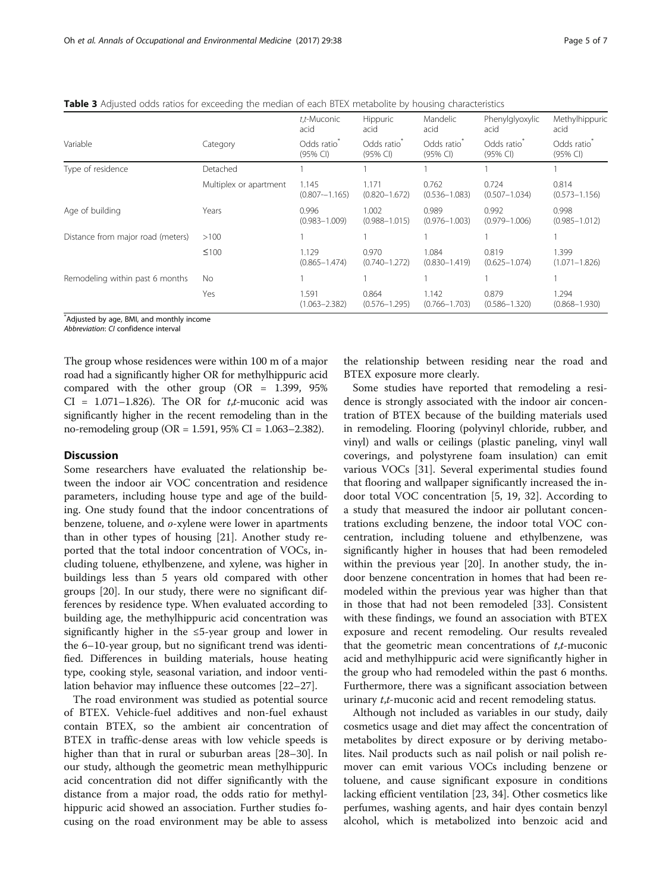**Table 3** Adjusted odds ratios for exceeding the median of each BTEX metabolite by housing characteristics

| Variable | Category | *t,t*-Muconic acid | Hippuric acid | Mandelic acid | Phenylglyoxylic acid | Methylhippuric acid |
|---|---|---|---|---|---|---|
| | | Odds ratio* (95% CI) | Odds ratio* (95% CI) | Odds ratio* (95% CI) | Odds ratio* (95% CI) | Odds ratio* (95% CI) |
| Type of residence | Detached | 1 | 1 | 1 | 1 | 1 |
| | Multiplex or apartment | 1.145 (0.807–-1.165) | 1.171 (0.820–1.672) | 0.762 (0.536–1.083) | 0.724 (0.507–1.034) | 0.814 (0.573–1.156) |
| Age of building | Years | 0.996 (0.983–1.009) | 1.002 (0.988–1.015) | 0.989 (0.976–1.003) | 0.992 (0.979–1.006) | 0.998 (0.985–1.012) |
| Distance from major road (meters) | >100 | 1 | 1 | 1 | 1 | 1 |
| | ≤100 | 1.129 (0.865–1.474) | 0.970 (0.740–1.272) | 1.084 (0.830–1.419) | 0.819 (0.625–1.074) | 1.399 (1.071–1.826) |
| Remodeling within past 6 months | No | 1 | 1 | 1 | 1 | 1 |
| | Yes | 1.591 (1.063–2.382) | 0.864 (0.576–1.295) | 1.142 (0.766–1.703) | 0.879 (0.586–1.320) | 1.294 (0.868–1.930) |

*Adjusted by age, BMI, and monthly income

*Abbreviation*: *CI* confidence interval

The group whose residences were within 100 m of a major road had a significantly higher OR for methylhippuric acid compared with the other group (OR = 1.399, 95% CI = 1.071–1.826). The OR for *t,t*-muconic acid was significantly higher in the recent remodeling than in the no-remodeling group (OR = 1.591, 95% CI = 1.063–2.382).

## Discussion

Some researchers have evaluated the relationship between the indoor air VOC concentration and residence parameters, including house type and age of the building. One study found that the indoor concentrations of benzene, toluene, and *o*-xylene were lower in apartments than in other types of housing [21]. Another study reported that the total indoor concentration of VOCs, including toluene, ethylbenzene, and xylene, was higher in buildings less than 5 years old compared with other groups [20]. In our study, there were no significant differences by residence type. When evaluated according to building age, the methylhippuric acid concentration was significantly higher in the ≤5-year group and lower in the 6–10-year group, but no significant trend was identified. Differences in building materials, house heating type, cooking style, seasonal variation, and indoor ventilation behavior may influence these outcomes [22–27].

The road environment was studied as potential source of BTEX. Vehicle-fuel additives and non-fuel exhaust contain BTEX, so the ambient air concentration of BTEX in traffic-dense areas with low vehicle speeds is higher than that in rural or suburban areas [28–30]. In our study, although the geometric mean methylhippuric acid concentration did not differ significantly with the distance from a major road, the odds ratio for methylhippuric acid showed an association. Further studies focusing on the road environment may be able to assess the relationship between residing near the road and BTEX exposure more clearly.

Some studies have reported that remodeling a residence is strongly associated with the indoor air concentration of BTEX because of the building materials used in remodeling. Flooring (polyvinyl chloride, rubber, and vinyl) and walls or ceilings (plastic paneling, vinyl wall coverings, and polystyrene foam insulation) can emit various VOCs [31]. Several experimental studies found that flooring and wallpaper significantly increased the indoor total VOC concentration [5, 19, 32]. According to a study that measured the indoor air pollutant concentrations excluding benzene, the indoor total VOC concentration, including toluene and ethylbenzene, was significantly higher in houses that had been remodeled within the previous year [20]. In another study, the indoor benzene concentration in homes that had been remodeled within the previous year was higher than that in those that had not been remodeled [33]. Consistent with these findings, we found an association with BTEX exposure and recent remodeling. Our results revealed that the geometric mean concentrations of *t,t*-muconic acid and methylhippuric acid were significantly higher in the group who had remodeled within the past 6 months. Furthermore, there was a significant association between urinary *t,t*-muconic acid and recent remodeling status.

Although not included as variables in our study, daily cosmetics usage and diet may affect the concentration of metabolites by direct exposure or by deriving metabolites. Nail products such as nail polish or nail polish remover can emit various VOCs including benzene or toluene, and cause significant exposure in conditions lacking efficient ventilation [23, 34]. Other cosmetics like perfumes, washing agents, and hair dyes contain benzyl alcohol, which is metabolized into benzoic acid and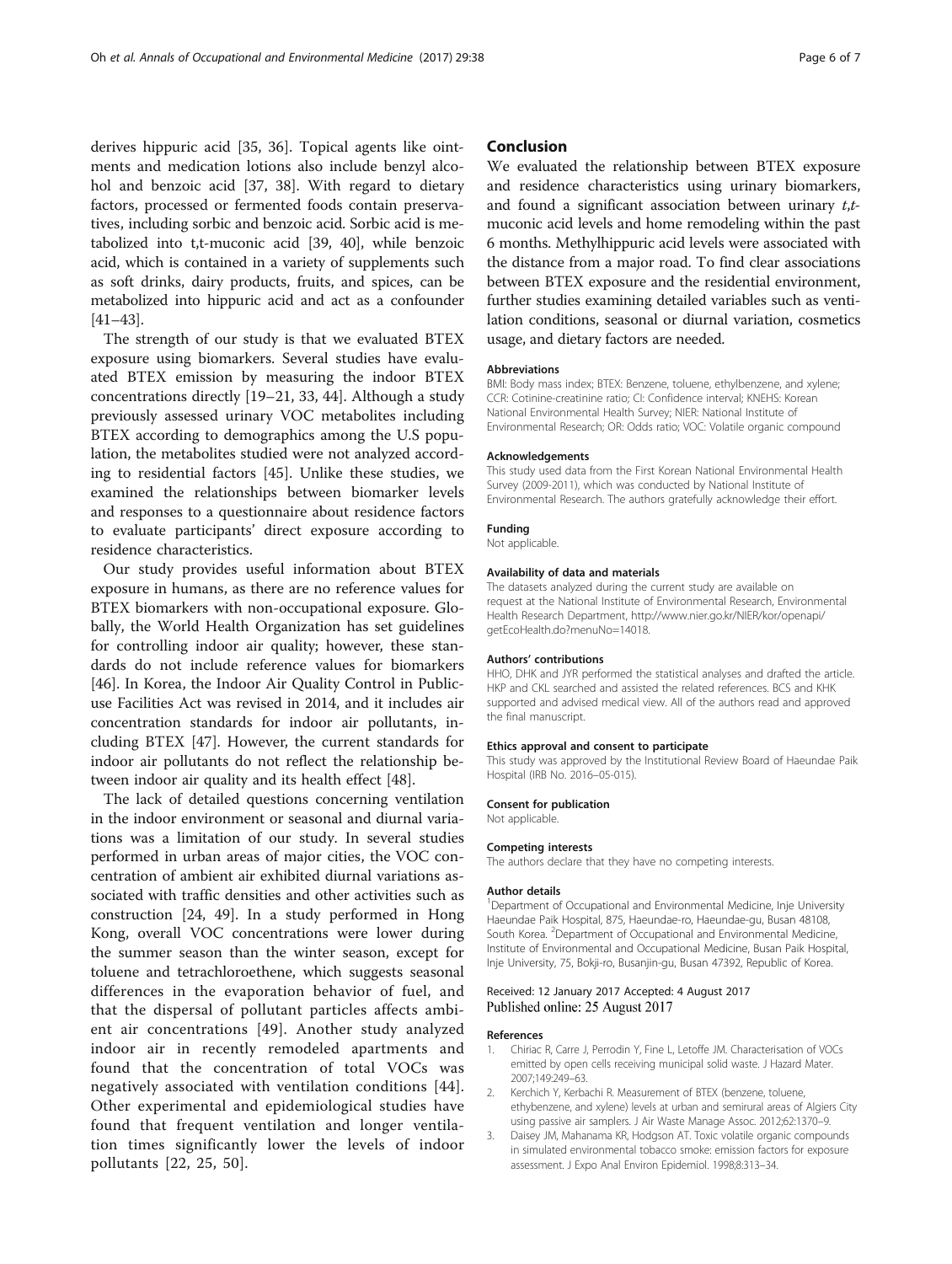derives hippuric acid [35, 36]. Topical agents like ointments and medication lotions also include benzyl alcohol and benzoic acid [37, 38]. With regard to dietary factors, processed or fermented foods contain preservatives, including sorbic and benzoic acid. Sorbic acid is metabolized into t,t-muconic acid [39, 40], while benzoic acid, which is contained in a variety of supplements such as soft drinks, dairy products, fruits, and spices, can be metabolized into hippuric acid and act as a confounder [41–43].

The strength of our study is that we evaluated BTEX exposure using biomarkers. Several studies have evaluated BTEX emission by measuring the indoor BTEX concentrations directly [19–21, 33, 44]. Although a study previously assessed urinary VOC metabolites including BTEX according to demographics among the U.S population, the metabolites studied were not analyzed according to residential factors [45]. Unlike these studies, we examined the relationships between biomarker levels and responses to a questionnaire about residence factors to evaluate participants' direct exposure according to residence characteristics.

Our study provides useful information about BTEX exposure in humans, as there are no reference values for BTEX biomarkers with non-occupational exposure. Globally, the World Health Organization has set guidelines for controlling indoor air quality; however, these standards do not include reference values for biomarkers [46]. In Korea, the Indoor Air Quality Control in Public-use Facilities Act was revised in 2014, and it includes air concentration standards for indoor air pollutants, including BTEX [47]. However, the current standards for indoor air pollutants do not reflect the relationship between indoor air quality and its health effect [48].

The lack of detailed questions concerning ventilation in the indoor environment or seasonal and diurnal variations was a limitation of our study. In several studies performed in urban areas of major cities, the VOC concentration of ambient air exhibited diurnal variations associated with traffic densities and other activities such as construction [24, 49]. In a study performed in Hong Kong, overall VOC concentrations were lower during the summer season than the winter season, except for toluene and tetrachloroethene, which suggests seasonal differences in the evaporation behavior of fuel, and that the dispersal of pollutant particles affects ambient air concentrations [49]. Another study analyzed indoor air in recently remodeled apartments and found that the concentration of total VOCs was negatively associated with ventilation conditions [44]. Other experimental and epidemiological studies have found that frequent ventilation and longer ventilation times significantly lower the levels of indoor pollutants [22, 25, 50].

## Conclusion

We evaluated the relationship between BTEX exposure and residence characteristics using urinary biomarkers, and found a significant association between urinary *t,t*-muconic acid levels and home remodeling within the past 6 months. Methylhippuric acid levels were associated with the distance from a major road. To find clear associations between BTEX exposure and the residential environment, further studies examining detailed variables such as ventilation conditions, seasonal or diurnal variation, cosmetics usage, and dietary factors are needed.

#### Abbreviations

BMI: Body mass index; BTEX: Benzene, toluene, ethylbenzene, and xylene; CCR: Cotinine-creatinine ratio; CI: Confidence interval; KNEHS: Korean National Environmental Health Survey; NIER: National Institute of Environmental Research; OR: Odds ratio; VOC: Volatile organic compound

#### Acknowledgements

This study used data from the First Korean National Environmental Health Survey (2009-2011), which was conducted by National Institute of Environmental Research. The authors gratefully acknowledge their effort.

#### Funding

Not applicable.

#### Availability of data and materials

The datasets analyzed during the current study are available on request at the National Institute of Environmental Research, Environmental Health Research Department, http://www.nier.go.kr/NIER/kor/openapi/getEcoHealth.do?menuNo=14018.

#### Authors' contributions

HHO, DHK and JYR performed the statistical analyses and drafted the article. HKP and CKL searched and assisted the related references. BCS and KHK supported and advised medical view. All of the authors read and approved the final manuscript.

#### Ethics approval and consent to participate

This study was approved by the Institutional Review Board of Haeundae Paik Hospital (IRB No. 2016–05-015).

#### Consent for publication

Not applicable.

#### Competing interests

The authors declare that they have no competing interests.

#### Author details

[1]Department of Occupational and Environmental Medicine, Inje University Haeundae Paik Hospital, 875, Haeundae-ro, Haeundae-gu, Busan 48108, South Korea. [2]Department of Occupational and Environmental Medicine, Institute of Environmental and Occupational Medicine, Busan Paik Hospital, Inje University, 75, Bokji-ro, Busanjin-gu, Busan 47392, Republic of Korea.

Received: 12 January 2017 Accepted: 4 August 2017
Published online: 25 August 2017

#### References

1. Chiriac R, Carre J, Perrodin Y, Fine L, Letoffe JM. Characterisation of VOCs emitted by open cells receiving municipal solid waste. J Hazard Mater. 2007;149:249–63.
2. Kerchich Y, Kerbachi R. Measurement of BTEX (benzene, toluene, ethybenzene, and xylene) levels at urban and semirural areas of Algiers City using passive air samplers. J Air Waste Manage Assoc. 2012;62:1370–9.
3. Daisey JM, Mahanama KR, Hodgson AT. Toxic volatile organic compounds in simulated environmental tobacco smoke: emission factors for exposure assessment. J Expo Anal Environ Epidemiol. 1998;8:313–34.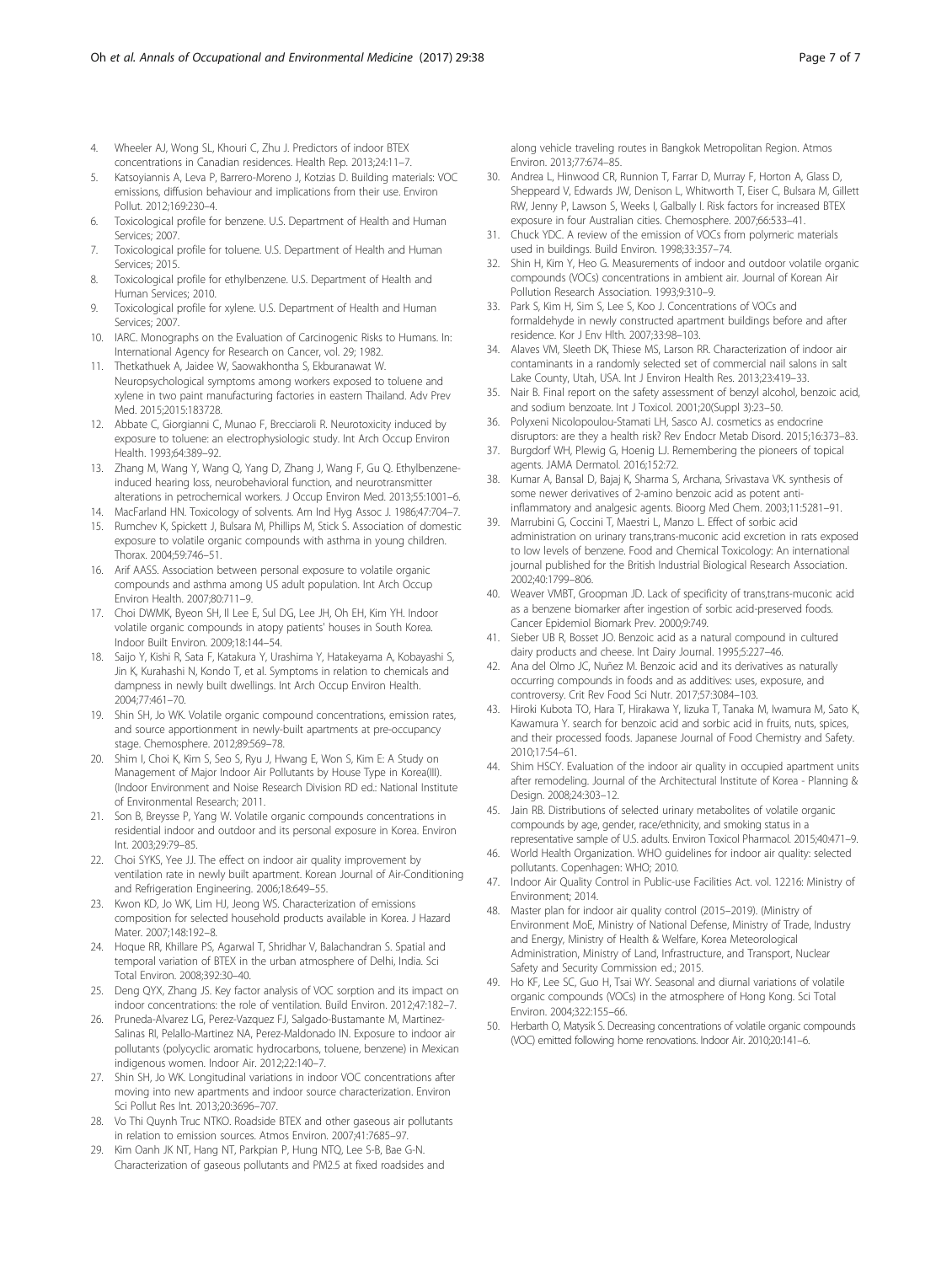4. Wheeler AJ, Wong SL, Khouri C, Zhu J. Predictors of indoor BTEX concentrations in Canadian residences. Health Rep. 2013;24:11–7.
5. Katsoyiannis A, Leva P, Barrero-Moreno J, Kotzias D. Building materials: VOC emissions, diffusion behaviour and implications from their use. Environ Pollut. 2012;169:230–4.
6. Toxicological profile for benzene. U.S. Department of Health and Human Services; 2007.
7. Toxicological profile for toluene. U.S. Department of Health and Human Services; 2015.
8. Toxicological profile for ethylbenzene. U.S. Department of Health and Human Services; 2010.
9. Toxicological profile for xylene. U.S. Department of Health and Human Services; 2007.
10. IARC. Monographs on the Evaluation of Carcinogenic Risks to Humans. In: International Agency for Research on Cancer, vol. 29; 1982.
11. Thetkathuek A, Jaidee W, Saowakhontha S, Ekburanawat W. Neuropsychological symptoms among workers exposed to toluene and xylene in two paint manufacturing factories in eastern Thailand. Adv Prev Med. 2015;2015:183728.
12. Abbate C, Giorgianni C, Munao F, Brecciaroli R. Neurotoxicity induced by exposure to toluene: an electrophysiologic study. Int Arch Occup Environ Health. 1993;64:389–92.
13. Zhang M, Wang Y, Wang Q, Yang D, Zhang J, Wang F, Gu Q. Ethylbenzene-induced hearing loss, neurobehavioral function, and neurotransmitter alterations in petrochemical workers. J Occup Environ Med. 2013;55:1001–6.
14. MacFarland HN. Toxicology of solvents. Am Ind Hyg Assoc J. 1986;47:704–7.
15. Rumchev K, Spickett J, Bulsara M, Phillips M, Stick S. Association of domestic exposure to volatile organic compounds with asthma in young children. Thorax. 2004;59:746–51.
16. Arif AASS. Association between personal exposure to volatile organic compounds and asthma among US adult population. Int Arch Occup Environ Health. 2007;80:711–9.
17. Choi DWMK, Byeon SH, Il Lee E, Sul DG, Lee JH, Oh EH, Kim YH. Indoor volatile organic compounds in atopy patients' houses in South Korea. Indoor Built Environ. 2009;18:144–54.
18. Saijo Y, Kishi R, Sata F, Katakura Y, Urashima Y, Hatakeyama A, Kobayashi S, Jin K, Kurahashi N, Kondo T, et al. Symptoms in relation to chemicals and dampness in newly built dwellings. Int Arch Occup Environ Health. 2004;77:461–70.
19. Shin SH, Jo WK. Volatile organic compound concentrations, emission rates, and source apportionment in newly-built apartments at pre-occupancy stage. Chemosphere. 2012;89:569–78.
20. Shim I, Choi K, Kim S, Seo S, Ryu J, Hwang E, Won S, Kim E: A Study on Management of Major Indoor Air Pollutants by House Type in Korea(III). (Indoor Environment and Noise Research Division RD ed.: National Institute of Environmental Research; 2011.
21. Son B, Breysse P, Yang W. Volatile organic compounds concentrations in residential indoor and outdoor and its personal exposure in Korea. Environ Int. 2003;29:79–85.
22. Choi SYKS, Yee JJ. The effect on indoor air quality improvement by ventilation rate in newly built apartment. Korean Journal of Air-Conditioning and Refrigeration Engineering. 2006;18:649–55.
23. Kwon KD, Jo WK, Lim HJ, Jeong WS. Characterization of emissions composition for selected household products available in Korea. J Hazard Mater. 2007;148:192–8.
24. Hoque RR, Khillare PS, Agarwal T, Shridhar V, Balachandran S. Spatial and temporal variation of BTEX in the urban atmosphere of Delhi, India. Sci Total Environ. 2008;392:30–40.
25. Deng QYX, Zhang JS. Key factor analysis of VOC sorption and its impact on indoor concentrations: the role of ventilation. Build Environ. 2012;47:182–7.
26. Pruneda-Alvarez LG, Perez-Vazquez FJ, Salgado-Bustamante M, Martinez-Salinas RI, Pelallo-Martinez NA, Perez-Maldonado IN. Exposure to indoor air pollutants (polycyclic aromatic hydrocarbons, toluene, benzene) in Mexican indigenous women. Indoor Air. 2012;22:140–7.
27. Shin SH, Jo WK. Longitudinal variations in indoor VOC concentrations after moving into new apartments and indoor source characterization. Environ Sci Pollut Res Int. 2013;20:3696–707.
28. Vo Thi Quynh Truc NTKO. Roadside BTEX and other gaseous air pollutants in relation to emission sources. Atmos Environ. 2007;41:7685–97.
29. Kim Oanh JK NT, Hang NT, Parkpian P, Hung NTQ, Lee S-B, Bae G-N. Characterization of gaseous pollutants and PM2.5 at fixed roadsides and along vehicle traveling routes in Bangkok Metropolitan Region. Atmos Environ. 2013;77:674–85.
30. Andrea L, Hinwood CR, Runnion T, Farrar D, Murray F, Horton A, Glass D, Sheppeard V, Edwards JW, Denison L, Whitworth T, Eiser C, Bulsara M, Gillett RW, Jenny P, Lawson S, Weeks I, Galbally I. Risk factors for increased BTEX exposure in four Australian cities. Chemosphere. 2007;66:533–41.
31. Chuck YDC. A review of the emission of VOCs from polymeric materials used in buildings. Build Environ. 1998;33:357–74.
32. Shin H, Kim Y, Heo G. Measurements of indoor and outdoor volatile organic compounds (VOCs) concentrations in ambient air. Journal of Korean Air Pollution Research Association. 1993;9:310–9.
33. Park S, Kim H, Sim S, Lee S, Koo J. Concentrations of VOCs and formaldehyde in newly constructed apartment buildings before and after residence. Kor J Env Hlth. 2007;33:98–103.
34. Alaves VM, Sleeth DK, Thiese MS, Larson RR. Characterization of indoor air contaminants in a randomly selected set of commercial nail salons in salt Lake County, Utah, USA. Int J Environ Health Res. 2013;23:419–33.
35. Nair B. Final report on the safety assessment of benzyl alcohol, benzoic acid, and sodium benzoate. Int J Toxicol. 2001;20(Suppl 3):23–50.
36. Polyxeni Nicolopoulou-Stamati LH, Sasco AJ. cosmetics as endocrine disruptors: are they a health risk? Rev Endocr Metab Disord. 2015;16:373–83.
37. Burgdorf WH, Plewig G, Hoenig LJ. Remembering the pioneers of topical agents. JAMA Dermatol. 2016;152:72.
38. Kumar A, Bansal D, Bajaj K, Sharma S, Archana, Srivastava VK. synthesis of some newer derivatives of 2-amino benzoic acid as potent anti-inflammatory and analgesic agents. Bioorg Med Chem. 2003;11:5281–91.
39. Marrubini G, Coccini T, Maestri L, Manzo L. Effect of sorbic acid administration on urinary trans,trans-muconic acid excretion in rats exposed to low levels of benzene. Food and Chemical Toxicology: An international journal published for the British Industrial Biological Research Association. 2002;40:1799–806.
40. Weaver VMBT, Groopman JD. Lack of specificity of trans,trans-muconic acid as a benzene biomarker after ingestion of sorbic acid-preserved foods. Cancer Epidemiol Biomark Prev. 2000;9:749.
41. Sieber UB R, Bosset JO. Benzoic acid as a natural compound in cultured dairy products and cheese. Int Dairy Journal. 1995;5:227–46.
42. Ana del Olmo JC, Nuñez M. Benzoic acid and its derivatives as naturally occurring compounds in foods and as additives: uses, exposure, and controversy. Crit Rev Food Sci Nutr. 2017;57:3084–103.
43. Hiroki Kubota TO, Hara T, Hirakawa Y, Iizuka T, Tanaka M, Iwamura M, Sato K, Kawamura Y. search for benzoic acid and sorbic acid in fruits, nuts, spices, and their processed foods. Japanese Journal of Food Chemistry and Safety. 2010;17:54–61.
44. Shim HSCY. Evaluation of the indoor air quality in occupied apartment units after remodeling. Journal of the Architectural Institute of Korea - Planning & Design. 2008;24:303–12.
45. Jain RB. Distributions of selected urinary metabolites of volatile organic compounds by age, gender, race/ethnicity, and smoking status in a representative sample of U.S. adults. Environ Toxicol Pharmacol. 2015;40:471–9.
46. World Health Organization. WHO guidelines for indoor air quality: selected pollutants. Copenhagen: WHO; 2010.
47. Indoor Air Quality Control in Public-use Facilities Act. vol. 12216: Ministry of Environment; 2014.
48. Master plan for indoor air quality control (2015–2019). (Ministry of Environment MoE, Ministry of National Defense, Ministry of Trade, Industry and Energy, Ministry of Health & Welfare, Korea Meteorological Administration, Ministry of Land, Infrastructure, and Transport, Nuclear Safety and Security Commission ed.; 2015.
49. Ho KF, Lee SC, Guo H, Tsai WY. Seasonal and diurnal variations of volatile organic compounds (VOCs) in the atmosphere of Hong Kong. Sci Total Environ. 2004;322:155–66.
50. Herbarth O, Matysik S. Decreasing concentrations of volatile organic compounds (VOC) emitted following home renovations. Indoor Air. 2010;20:141–6.